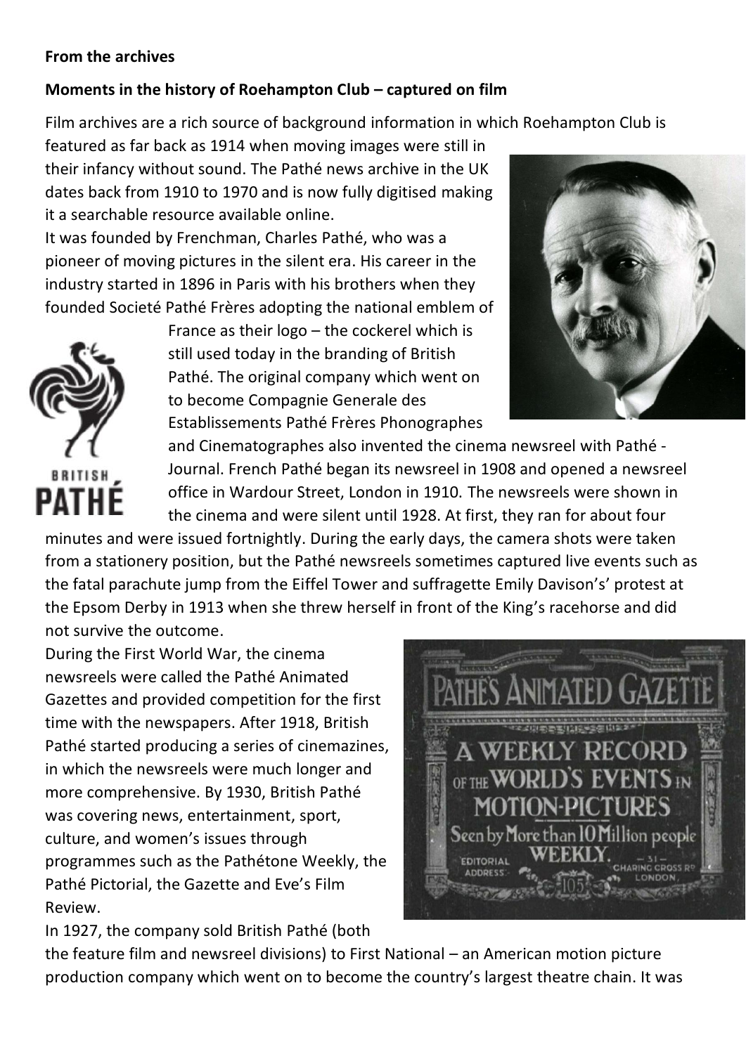**From the archives**

**Moments in the history of Roehampton Club – captured on film**

Film archives are a rich source of background information in which Roehampton Club is featured as far back as 1914 when moving images were still in their infancy without sound. The Pathé news archive in the UK dates back from 1910 to 1970 and is now fully digitised making it a searchable resource available online.

It was founded by Frenchman, Charles Pathé, who was a pioneer of moving pictures in the silent era. His career in the industry started in 1896 in Paris with his brothers when they founded Societé Pathé Frères adopting the national emblem of France as their logo – the cockerel which is still used today in the branding of British Pathé. The original company which went on to become Compagnie Generale des Establissements Pathé Frères Phonographes and Cinematographes also invented the cinema newsreel with Pathé - Journal. French Pathé began its newsreel in 1908 and opened a newsreel office in Wardour Street, London in 1910. The newsreels were shown in the cinema and were silent until 1928. At first, they ran for about four minutes and were issued fortnightly. During the early days, the camera shots were taken from a stationery position, but the Pathé newsreels sometimes captured live events such as the fatal parachute jump from the Eiffel Tower and suffragette Emily Davison's' protest at the Epsom Derby in 1913 when she threw herself in front of the King's racehorse and did not survive the outcome.

During the First World War, the cinema newsreels were called the Pathé Animated Gazettes and provided competition for the first time with the newspapers. After 1918, British Pathé started producing a series of cinemazines, in which the newsreels were much longer and more comprehensive. By 1930, British Pathé was covering news, entertainment, sport, culture, and women's issues through programmes such as the Pathétone Weekly, the Pathé Pictorial, the Gazette and Eve's Film Review.

In 1927, the company sold British Pathé (both the feature film and newsreel divisions) to First National – an American motion picture production company which went on to become the country's largest theatre chain. It was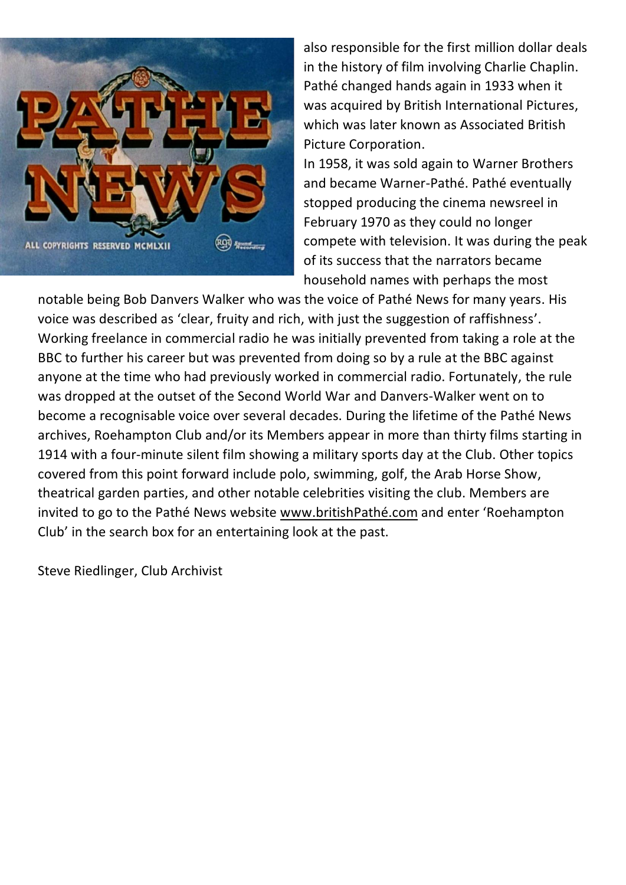also responsible for the first million dollar deals in the history of film involving Charlie Chaplin. Pathé changed hands again in 1933 when it was acquired by British International Pictures, which was later known as Associated British Picture Corporation.

In 1958, it was sold again to Warner Brothers and became Warner-Pathé. Pathé eventually stopped producing the cinema newsreel in February 1970 as they could no longer compete with television. It was during the peak of its success that the narrators became household names with perhaps the most notable being Bob Danvers Walker who was the voice of Pathé News for many years. His voice was described as 'clear, fruity and rich, with just the suggestion of raffishness'. Working freelance in commercial radio he was initially prevented from taking a role at the BBC to further his career but was prevented from doing so by a rule at the BBC against anyone at the time who had previously worked in commercial radio. Fortunately, the rule was dropped at the outset of the Second World War and Danvers-Walker went on to become a recognisable voice over several decades. During the lifetime of the Pathé News archives, Roehampton Club and/or its Members appear in more than thirty films starting in 1914 with a four-minute silent film showing a military sports day at the Club. Other topics covered from this point forward include polo, swimming, golf, the Arab Horse Show, theatrical garden parties, and other notable celebrities visiting the club. Members are invited to go to the Pathé News website www.britishPathé.com and enter 'Roehampton Club' in the search box for an entertaining look at the past.

Steve Riedlinger, Club Archivist